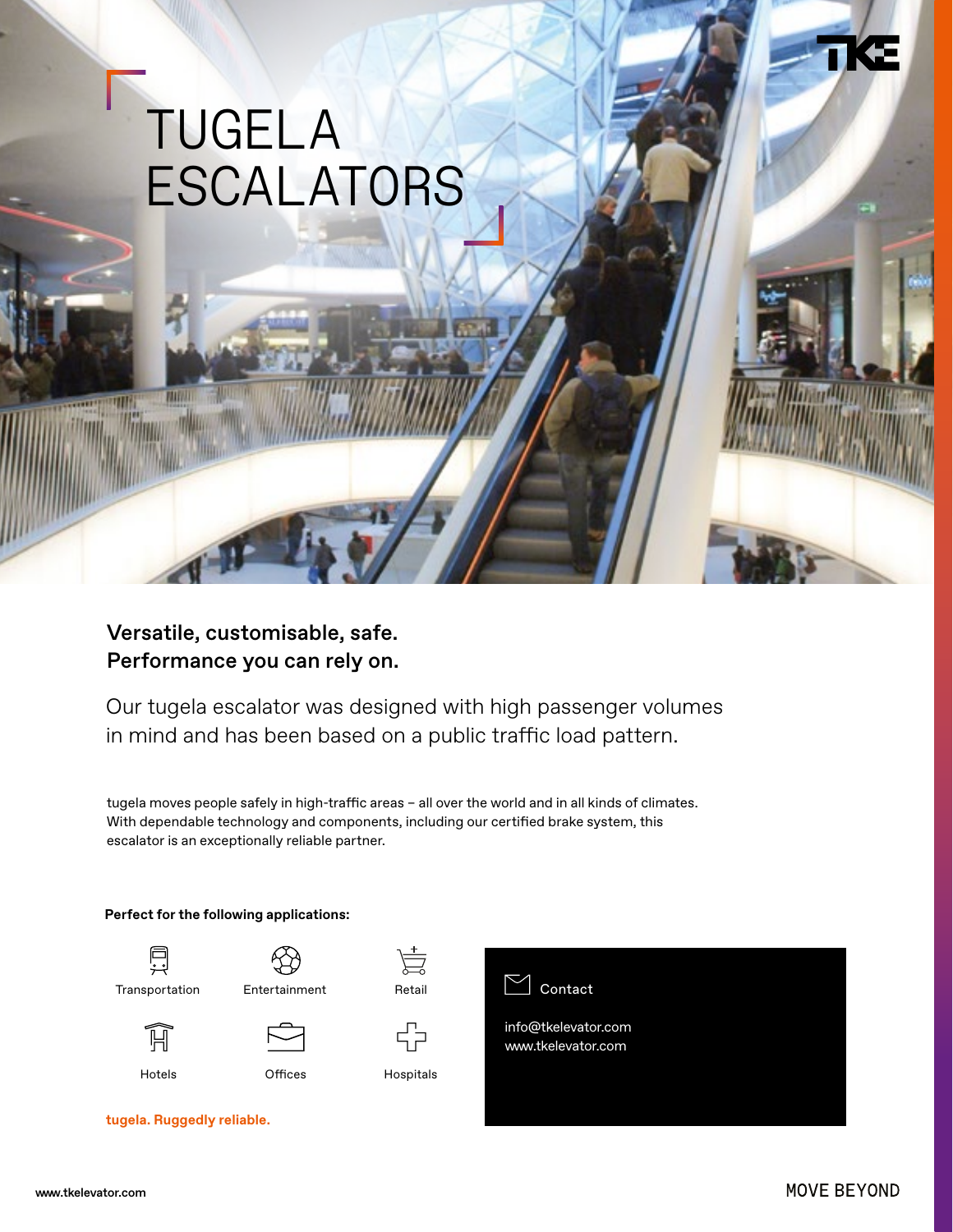# TUGELA ESCALATORS

**Versatile, customisable, safe.**
**Performance you can rely on.**

Our tugela escalator was designed with high passenger volumes in mind and has been based on a public traffic load pattern.

tugela moves people safely in high-traffic areas – all over the world and in all kinds of climates. With dependable technology and components, including our certified brake system, this escalator is an exceptionally reliable partner.

**Perfect for the following applications:**

- Transportation
- Entertainment
- Retail
- Hotels
- Offices
- Hospitals

**tugela. Ruggedly reliable.**

Contact

info@tkelevator.com
www.tkelevator.com

MOVE BEYOND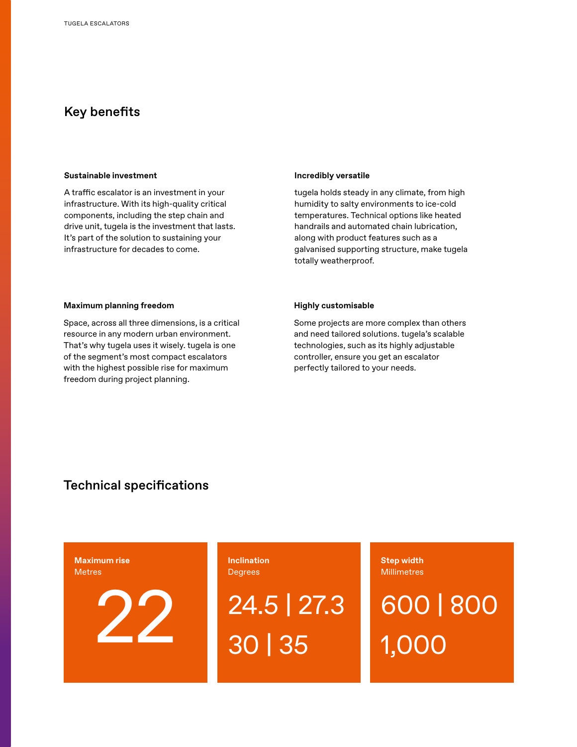## Key benefits

**Sustainable investment**

A traffic escalator is an investment in your infrastructure. With its high-quality critical components, including the step chain and drive unit, tugela is the investment that lasts. It's part of the solution to sustaining your infrastructure for decades to come.

**Incredibly versatile**

tugela holds steady in any climate, from high humidity to salty environments to ice-cold temperatures. Technical options like heated handrails and automated chain lubrication, along with product features such as a galvanised supporting structure, make tugela totally weatherproof.

**Maximum planning freedom**

Space, across all three dimensions, is a critical resource in any modern urban environment. That's why tugela uses it wisely. tugela is one of the segment's most compact escalators with the highest possible rise for maximum freedom during project planning.

**Highly customisable**

Some projects are more complex than others and need tailored solutions. tugela's scalable technologies, such as its highly adjustable controller, ensure you get an escalator perfectly tailored to your needs.

## Technical specifications

**Maximum rise**
Metres

22

**Inclination**
Degrees

24.5 | 27.3
30 | 35

**Step width**
Millimetres

600 | 800
1,000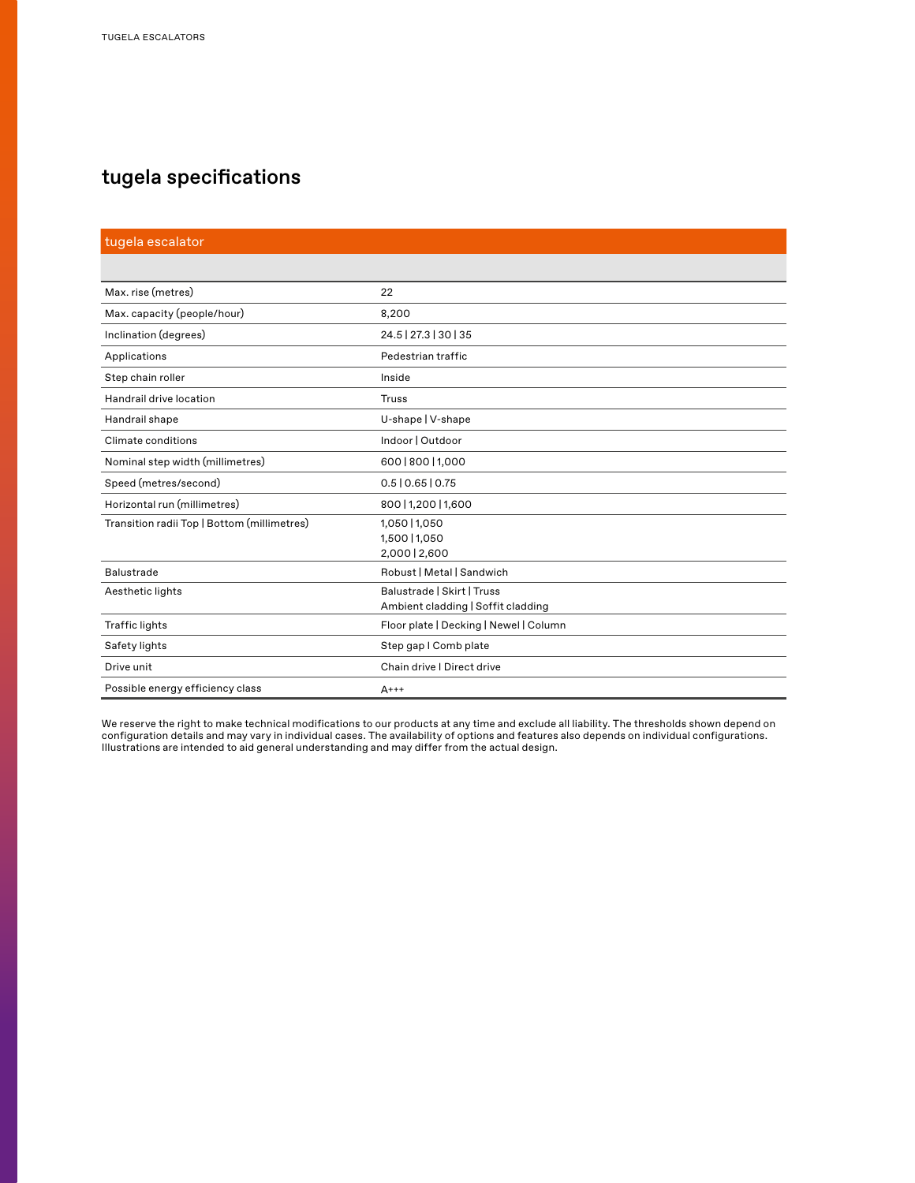## tugela specifications

| tugela escalator | |
|---|---|
| Max. rise (metres) | 22 |
| Max. capacity (people/hour) | 8,200 |
| Inclination (degrees) | 24.5 \| 27.3 \| 30 \| 35 |
| Applications | Pedestrian traffic |
| Step chain roller | Inside |
| Handrail drive location | Truss |
| Handrail shape | U-shape \| V-shape |
| Climate conditions | Indoor \| Outdoor |
| Nominal step width (millimetres) | 600 \| 800 \| 1,000 |
| Speed (metres/second) | 0.5 \| 0.65 \| 0.75 |
| Horizontal run (millimetres) | 800 \| 1,200 \| 1,600 |
| Transition radii Top \| Bottom (millimetres) | 1,050 \| 1,050<br>1,500 \| 1,050<br>2,000 \| 2,600 |
| Balustrade | Robust \| Metal \| Sandwich |
| Aesthetic lights | Balustrade \| Skirt \| Truss<br>Ambient cladding \| Soffit cladding |
| Traffic lights | Floor plate \| Decking \| Newel \| Column |
| Safety lights | Step gap I Comb plate |
| Drive unit | Chain drive I Direct drive |
| Possible energy efficiency class | A+++ |

We reserve the right to make technical modifications to our products at any time and exclude all liability. The thresholds shown depend on configuration details and may vary in individual cases. The availability of options and features also depends on individual configurations. Illustrations are intended to aid general understanding and may differ from the actual design.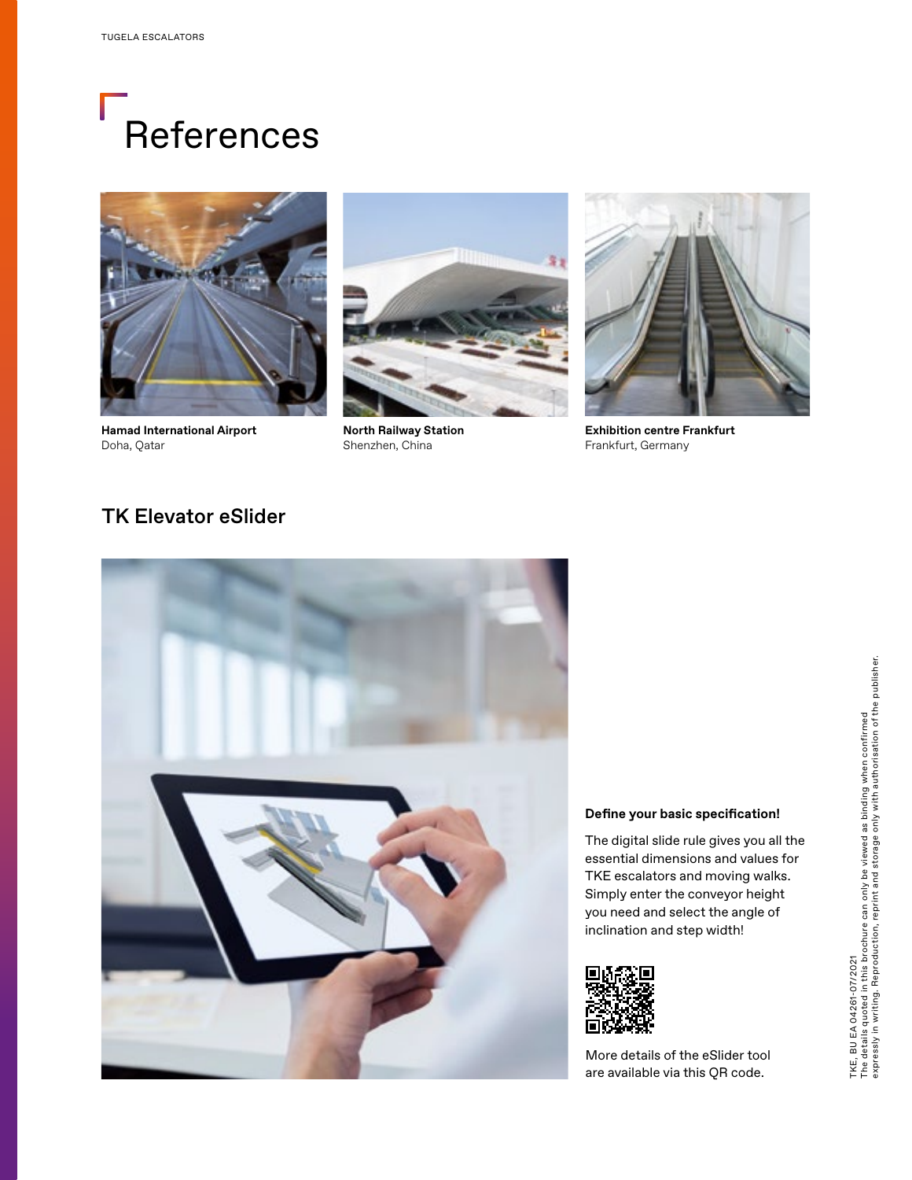# References

**Hamad International Airport**
Doha, Qatar

**North Railway Station**
Shenzhen, China

**Exhibition centre Frankfurt**
Frankfurt, Germany

## TK Elevator eSlider

**Define your basic specification!**

The digital slide rule gives you all the essential dimensions and values for TKE escalators and moving walks. Simply enter the conveyor height you need and select the angle of inclination and step width!

More details of the eSlider tool are available via this QR code.

TKE, BU EA 04261-07/2021
The details quoted in this brochure can only be viewed as binding when confirmed expressly in writing. Reproduction, reprint and storage only with authorisation of the publisher.